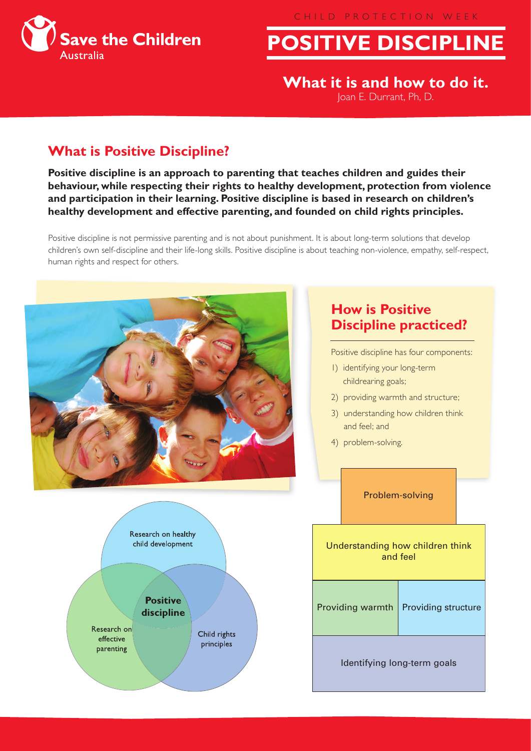CHILD PROTECTION WEEK

# POSITIVE DISCIPLINE

## What it is and how to do it.

Joan E. Durrant, Ph, D.

## What is Positive Discipline?

**Positive discipline is an approach to parenting that teaches children and guides their behaviour, while respecting their rights to healthy development, protection from violence and participation in their learning. Positive discipline is based in research on children's healthy development and effective parenting, and founded on child rights principles.**

Positive discipline is not permissive parenting and is not about punishment. It is about long-term solutions that develop children's own self-discipline and their life-long skills. Positive discipline is about teaching non-violence, empathy, self-respect, human rights and respect for others.

## How is Positive Discipline practiced?

Positive discipline has four components:

1) identifying your long-term childrearing goals;
2) providing warmth and structure;
3) understanding how children think and feel; and
4) problem-solving.

Research on healthy child development

Research on effective parenting

Child rights principles

**Positive discipline**

Problem-solving

Understanding how children think and feel

Providing warmth | Providing structure

Identifying long-term goals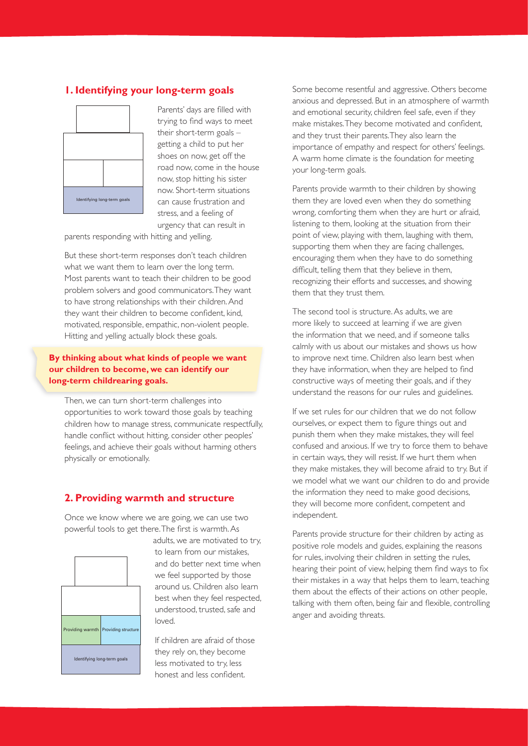## 1. Identifying your long-term goals

Identifying long-term goals

Parents' days are filled with trying to find ways to meet their short-term goals – getting a child to put her shoes on now, get off the road now, come in the house now, stop hitting his sister now. Short-term situations can cause frustration and stress, and a feeling of urgency that can result in parents responding with hitting and yelling.

But these short-term responses don't teach children what we want them to learn over the long term. Most parents want to teach their children to be good problem solvers and good communicators. They want to have strong relationships with their children. And they want their children to become confident, kind, motivated, responsible, empathic, non-violent people. Hitting and yelling actually block these goals.

**By thinking about what kinds of people we want our children to become, we can identify our long-term childrearing goals.**

Then, we can turn short-term challenges into opportunities to work toward those goals by teaching children how to manage stress, communicate respectfully, handle conflict without hitting, consider other peoples' feelings, and achieve their goals without harming others physically or emotionally.

## 2. Providing warmth and structure

Once we know where we are going, we can use two powerful tools to get there. The first is warmth. As adults, we are motivated to try, to learn from our mistakes, and do better next time when we feel supported by those around us. Children also learn best when they feel respected, understood, trusted, safe and loved.

Providing warmth | Providing structure

Identifying long-term goals

If children are afraid of those they rely on, they become less motivated to try, less honest and less confident. Some become resentful and aggressive. Others become anxious and depressed. But in an atmosphere of warmth and emotional security, children feel safe, even if they make mistakes. They become motivated and confident, and they trust their parents. They also learn the importance of empathy and respect for others' feelings. A warm home climate is the foundation for meeting your long-term goals.

Parents provide warmth to their children by showing them they are loved even when they do something wrong, comforting them when they are hurt or afraid, listening to them, looking at the situation from their point of view, playing with them, laughing with them, supporting them when they are facing challenges, encouraging them when they have to do something difficult, telling them that they believe in them, recognizing their efforts and successes, and showing them that they trust them.

The second tool is structure. As adults, we are more likely to succeed at learning if we are given the information that we need, and if someone talks calmly with us about our mistakes and shows us how to improve next time. Children also learn best when they have information, when they are helped to find constructive ways of meeting their goals, and if they understand the reasons for our rules and guidelines.

If we set rules for our children that we do not follow ourselves, or expect them to figure things out and punish them when they make mistakes, they will feel confused and anxious. If we try to force them to behave in certain ways, they will resist. If we hurt them when they make mistakes, they will become afraid to try. But if we model what we want our children to do and provide the information they need to make good decisions, they will become more confident, competent and independent.

Parents provide structure for their children by acting as positive role models and guides, explaining the reasons for rules, involving their children in setting the rules, hearing their point of view, helping them find ways to fix their mistakes in a way that helps them to learn, teaching them about the effects of their actions on other people, talking with them often, being fair and flexible, controlling anger and avoiding threats.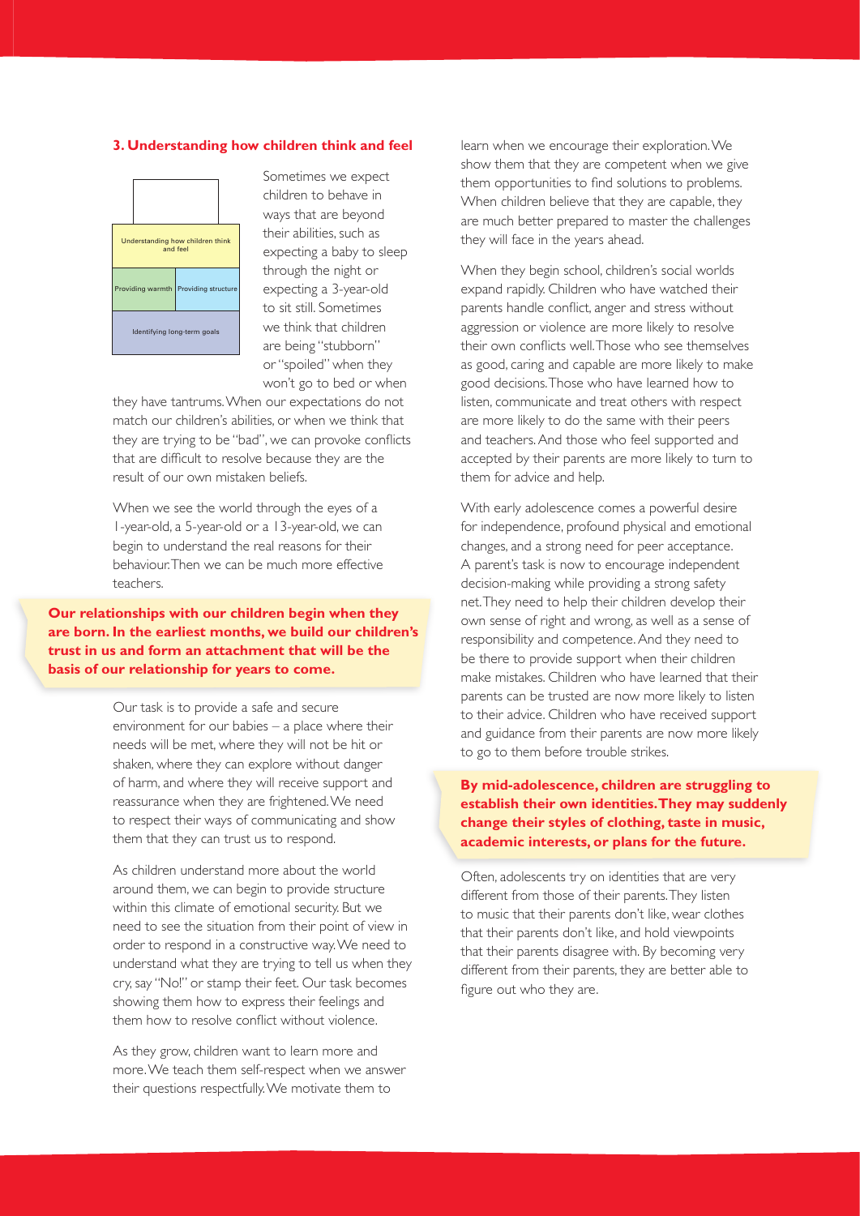### 3. Understanding how children think and feel

| | |
|---|---|
| Understanding how children think and feel | |
| Providing warmth | Providing structure |
| Identifying long-term goals | |

Sometimes we expect children to behave in ways that are beyond their abilities, such as expecting a baby to sleep through the night or expecting a 3-year-old to sit still. Sometimes we think that children are being "stubborn" or "spoiled" when they won't go to bed or when they have tantrums. When our expectations do not match our children's abilities, or when we think that they are trying to be "bad", we can provoke conflicts that are difficult to resolve because they are the result of our own mistaken beliefs.

When we see the world through the eyes of a 1-year-old, a 5-year-old or a 13-year-old, we can begin to understand the real reasons for their behaviour. Then we can be much more effective teachers.

**Our relationships with our children begin when they are born. In the earliest months, we build our children's trust in us and form an attachment that will be the basis of our relationship for years to come.**

Our task is to provide a safe and secure environment for our babies – a place where their needs will be met, where they will not be hit or shaken, where they can explore without danger of harm, and where they will receive support and reassurance when they are frightened. We need to respect their ways of communicating and show them that they can trust us to respond.

As children understand more about the world around them, we can begin to provide structure within this climate of emotional security. But we need to see the situation from their point of view in order to respond in a constructive way. We need to understand what they are trying to tell us when they cry, say "No!" or stamp their feet. Our task becomes showing them how to express their feelings and them how to resolve conflict without violence.

As they grow, children want to learn more and more. We teach them self-respect when we answer their questions respectfully. We motivate them to learn when we encourage their exploration. We show them that they are competent when we give them opportunities to find solutions to problems. When children believe that they are capable, they are much better prepared to master the challenges they will face in the years ahead.

When they begin school, children's social worlds expand rapidly. Children who have watched their parents handle conflict, anger and stress without aggression or violence are more likely to resolve their own conflicts well. Those who see themselves as good, caring and capable are more likely to make good decisions. Those who have learned how to listen, communicate and treat others with respect are more likely to do the same with their peers and teachers. And those who feel supported and accepted by their parents are more likely to turn to them for advice and help.

With early adolescence comes a powerful desire for independence, profound physical and emotional changes, and a strong need for peer acceptance. A parent's task is now to encourage independent decision-making while providing a strong safety net. They need to help their children develop their own sense of right and wrong, as well as a sense of responsibility and competence. And they need to be there to provide support when their children make mistakes. Children who have learned that their parents can be trusted are now more likely to listen to their advice. Children who have received support and guidance from their parents are now more likely to go to them before trouble strikes.

**By mid-adolescence, children are struggling to establish their own identities. They may suddenly change their styles of clothing, taste in music, academic interests, or plans for the future.**

Often, adolescents try on identities that are very different from those of their parents. They listen to music that their parents don't like, wear clothes that their parents don't like, and hold viewpoints that their parents disagree with. By becoming very different from their parents, they are better able to figure out who they are.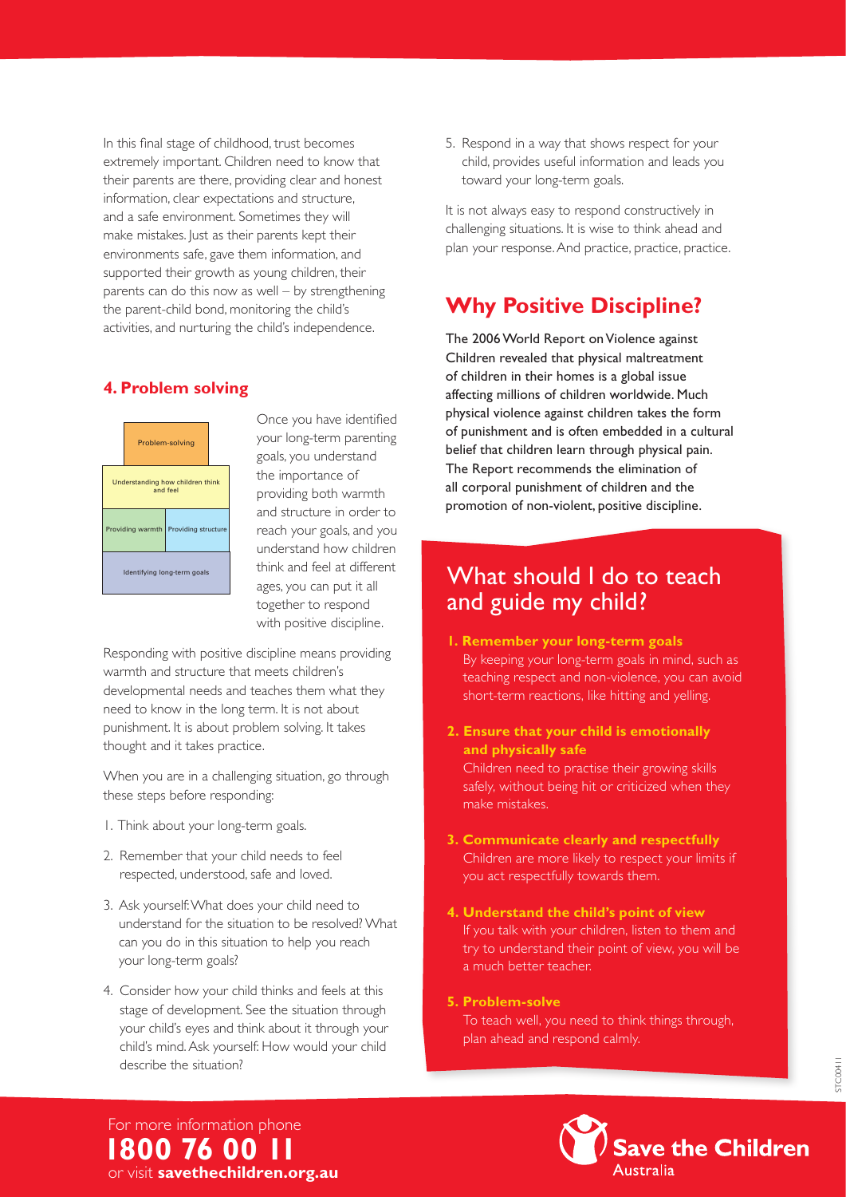In this final stage of childhood, trust becomes extremely important. Children need to know that their parents are there, providing clear and honest information, clear expectations and structure, and a safe environment. Sometimes they will make mistakes. Just as their parents kept their environments safe, gave them information, and supported their growth as young children, their parents can do this now as well – by strengthening the parent-child bond, monitoring the child's activities, and nurturing the child's independence.

### 4. Problem solving

Problem-solving

Understanding how children think and feel

Providing warmth | Providing structure

Identifying long-term goals

Once you have identified your long-term parenting goals, you understand the importance of providing both warmth and structure in order to reach your goals, and you understand how children think and feel at different ages, you can put it all together to respond with positive discipline.

Responding with positive discipline means providing warmth and structure that meets children's developmental needs and teaches them what they need to know in the long term. It is not about punishment. It is about problem solving. It takes thought and it takes practice.

When you are in a challenging situation, go through these steps before responding:

1. Think about your long-term goals.
2. Remember that your child needs to feel respected, understood, safe and loved.
3. Ask yourself: What does your child need to understand for the situation to be resolved? What can you do in this situation to help you reach your long-term goals?
4. Consider how your child thinks and feels at this stage of development. See the situation through your child's eyes and think about it through your child's mind. Ask yourself: How would your child describe the situation?
5. Respond in a way that shows respect for your child, provides useful information and leads you toward your long-term goals.

It is not always easy to respond constructively in challenging situations. It is wise to think ahead and plan your response. And practice, practice, practice.

## Why Positive Discipline?

The 2006 World Report on Violence against Children revealed that physical maltreatment of children in their homes is a global issue affecting millions of children worldwide. Much physical violence against children takes the form of punishment and is often embedded in a cultural belief that children learn through physical pain. The Report recommends the elimination of all corporal punishment of children and the promotion of non-violent, positive discipline.

## What should I do to teach and guide my child?

**1. Remember your long-term goals**
By keeping your long-term goals in mind, such as teaching respect and non-violence, you can avoid short-term reactions, like hitting and yelling.

**2. Ensure that your child is emotionally and physically safe**
Children need to practise their growing skills safely, without being hit or criticized when they make mistakes.

**3. Communicate clearly and respectfully**
Children are more likely to respect your limits if you act respectfully towards them.

**4. Understand the child's point of view**
If you talk with your children, listen to them and try to understand their point of view, you will be a much better teacher.

**5. Problem-solve**
To teach well, you need to think things through, plan ahead and respond calmly.

For more information phone
**1800 76 00 11**
or visit **savethechildren.org.au**

Save the Children Australia

STC00411